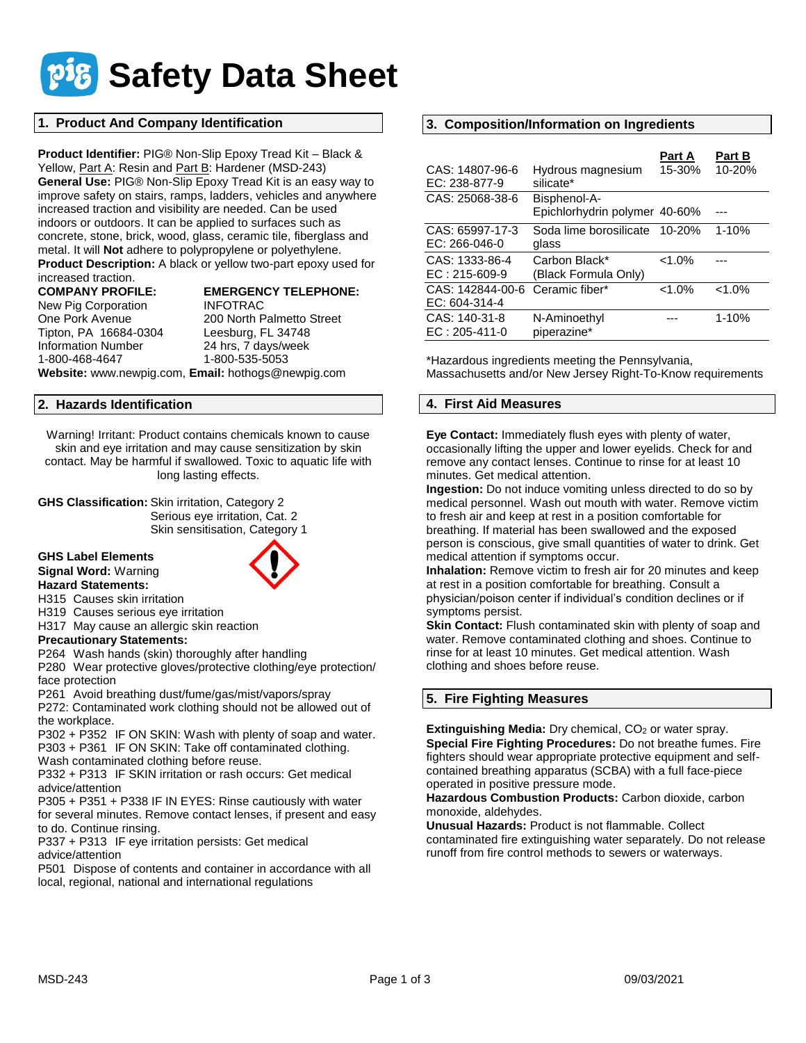# Safety Data Sheet

## 1. Product And Company Identification

**Product Identifier:** PIG® Non-Slip Epoxy Tread Kit – Black & Yellow, Part A: Resin and Part B: Hardener (MSD-243)
**General Use:** PIG® Non-Slip Epoxy Tread Kit is an easy way to improve safety on stairs, ramps, ladders, vehicles and anywhere increased traction and visibility are needed. Can be used indoors or outdoors. It can be applied to surfaces such as concrete, stone, brick, wood, glass, ceramic tile, fiberglass and metal. It will **Not** adhere to polypropylene or polyethylene.
**Product Description:** A black or yellow two-part epoxy used for increased traction.

**COMPANY PROFILE:**
New Pig Corporation
One Pork Avenue
Tipton, PA 16684-0304
Information Number
1-800-468-4647

**EMERGENCY TELEPHONE:**
INFOTRAC
200 North Palmetto Street
Leesburg, FL 34748
24 hrs, 7 days/week
1-800-535-5053

**Website:** www.newpig.com, **Email:** hothogs@newpig.com

## 2. Hazards Identification

Warning! Irritant: Product contains chemicals known to cause skin and eye irritation and may cause sensitization by skin contact. May be harmful if swallowed. Toxic to aquatic life with long lasting effects.

**GHS Classification:** Skin irritation, Category 2
Serious eye irritation, Cat. 2
Skin sensitisation, Category 1

**GHS Label Elements**
**Signal Word:** Warning
**Hazard Statements:**
H315 Causes skin irritation
H319 Causes serious eye irritation
H317 May cause an allergic skin reaction
**Precautionary Statements:**
P264 Wash hands (skin) thoroughly after handling
P280 Wear protective gloves/protective clothing/eye protection/ face protection
P261 Avoid breathing dust/fume/gas/mist/vapors/spray
P272: Contaminated work clothing should not be allowed out of the workplace.
P302 + P352 IF ON SKIN: Wash with plenty of soap and water.
P303 + P361 IF ON SKIN: Take off contaminated clothing. Wash contaminated clothing before reuse.
P332 + P313 IF SKIN irritation or rash occurs: Get medical advice/attention
P305 + P351 + P338 IF IN EYES: Rinse cautiously with water for several minutes. Remove contact lenses, if present and easy to do. Continue rinsing.
P337 + P313 IF eye irritation persists: Get medical advice/attention
P501 Dispose of contents and container in accordance with all local, regional, national and international regulations

## 3. Composition/Information on Ingredients

| | | Part A | Part B |
|---|---|---|---|
| CAS: 14807-96-6 EC: 238-877-9 | Hydrous magnesium silicate* | 15-30% | 10-20% |
| CAS: 25068-38-6 | Bisphenol-A-Epichlorhydrin polymer | 40-60% | --- |
| CAS: 65997-17-3 EC: 266-046-0 | Soda lime borosilicate glass | 10-20% | 1-10% |
| CAS: 1333-86-4 EC : 215-609-9 | Carbon Black* (Black Formula Only) | <1.0% | --- |
| CAS: 142844-00-6 EC: 604-314-4 | Ceramic fiber* | <1.0% | <1.0% |
| CAS: 140-31-8 EC : 205-411-0 | N-Aminoethyl piperazine* | --- | 1-10% |

*Hazardous ingredients meeting the Pennsylvania, Massachusetts and/or New Jersey Right-To-Know requirements

## 4. First Aid Measures

**Eye Contact:** Immediately flush eyes with plenty of water, occasionally lifting the upper and lower eyelids. Check for and remove any contact lenses. Continue to rinse for at least 10 minutes. Get medical attention.
**Ingestion:** Do not induce vomiting unless directed to do so by medical personnel. Wash out mouth with water. Remove victim to fresh air and keep at rest in a position comfortable for breathing. If material has been swallowed and the exposed person is conscious, give small quantities of water to drink. Get medical attention if symptoms occur.
**Inhalation:** Remove victim to fresh air for 20 minutes and keep at rest in a position comfortable for breathing. Consult a physician/poison center if individual's condition declines or if symptoms persist.
**Skin Contact:** Flush contaminated skin with plenty of soap and water. Remove contaminated clothing and shoes. Continue to rinse for at least 10 minutes. Get medical attention. Wash clothing and shoes before reuse.

## 5. Fire Fighting Measures

**Extinguishing Media:** Dry chemical, $CO_2$ or water spray.
**Special Fire Fighting Procedures:** Do not breathe fumes. Fire fighters should wear appropriate protective equipment and self-contained breathing apparatus (SCBA) with a full face-piece operated in positive pressure mode.
**Hazardous Combustion Products:** Carbon dioxide, carbon monoxide, aldehydes.
**Unusual Hazards:** Product is not flammable. Collect contaminated fire extinguishing water separately. Do not release runoff from fire control methods to sewers or waterways.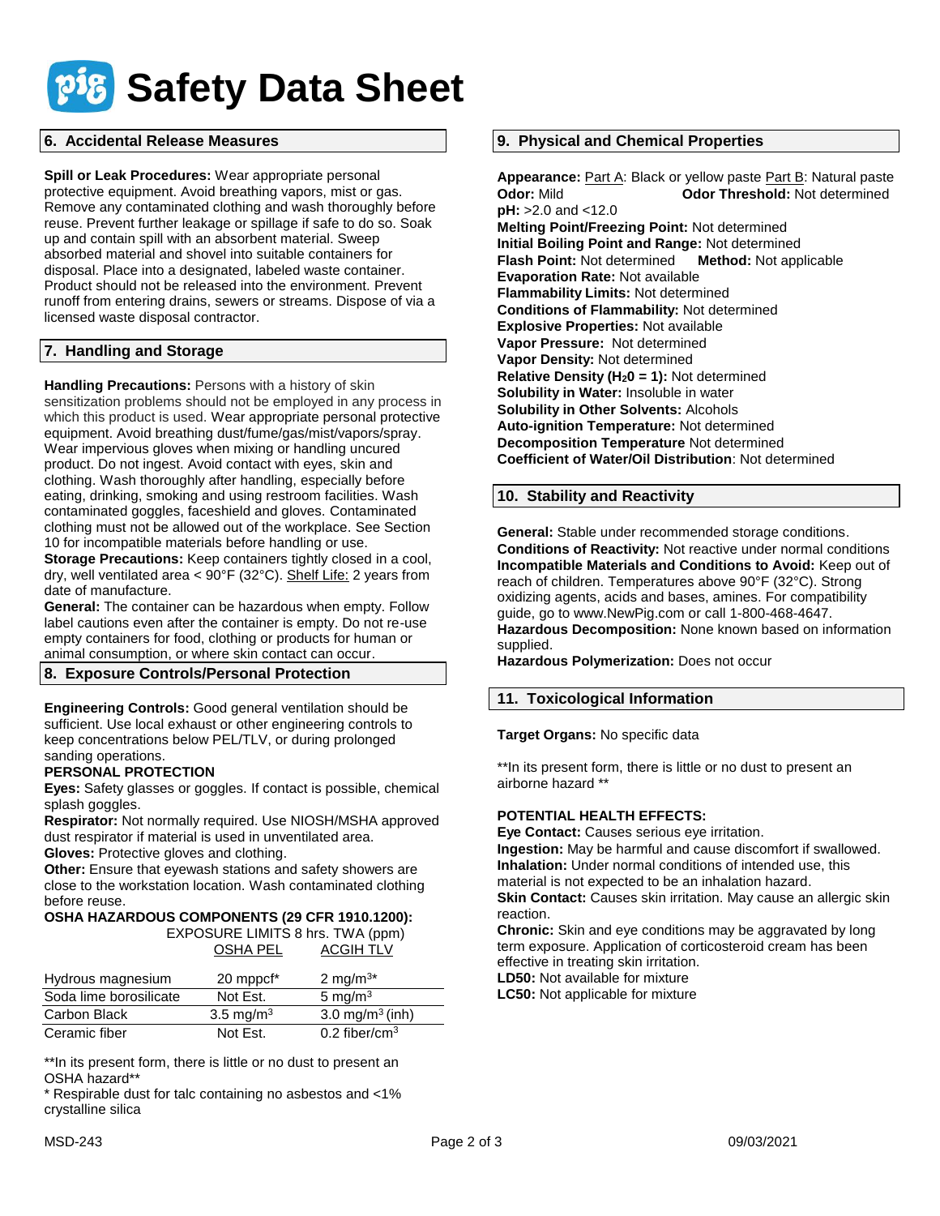# Safety Data Sheet

## 6. Accidental Release Measures

**Spill or Leak Procedures:** Wear appropriate personal protective equipment. Avoid breathing vapors, mist or gas. Remove any contaminated clothing and wash thoroughly before reuse. Prevent further leakage or spillage if safe to do so. Soak up and contain spill with an absorbent material. Sweep absorbed material and shovel into suitable containers for disposal. Place into a designated, labeled waste container. Product should not be released into the environment. Prevent runoff from entering drains, sewers or streams. Dispose of via a licensed waste disposal contractor.

## 7. Handling and Storage

**Handling Precautions:** Persons with a history of skin sensitization problems should not be employed in any process in which this product is used. Wear appropriate personal protective equipment. Avoid breathing dust/fume/gas/mist/vapors/spray. Wear impervious gloves when mixing or handling uncured product. Do not ingest. Avoid contact with eyes, skin and clothing. Wash thoroughly after handling, especially before eating, drinking, smoking and using restroom facilities. Wash contaminated goggles, faceshield and gloves. Contaminated clothing must not be allowed out of the workplace. See Section 10 for incompatible materials before handling or use.

**Storage Precautions:** Keep containers tightly closed in a cool, dry, well ventilated area < 90°F (32°C). Shelf Life: 2 years from date of manufacture.

**General:** The container can be hazardous when empty. Follow label cautions even after the container is empty. Do not re-use empty containers for food, clothing or products for human or animal consumption, or where skin contact can occur.

## 8. Exposure Controls/Personal Protection

**Engineering Controls:** Good general ventilation should be sufficient. Use local exhaust or other engineering controls to keep concentrations below PEL/TLV, or during prolonged sanding operations.

**PERSONAL PROTECTION**

**Eyes:** Safety glasses or goggles. If contact is possible, chemical splash goggles.

**Respirator:** Not normally required. Use NIOSH/MSHA approved dust respirator if material is used in unventilated area.

**Gloves:** Protective gloves and clothing.

**Other:** Ensure that eyewash stations and safety showers are close to the workstation location. Wash contaminated clothing before reuse.

**OSHA HAZARDOUS COMPONENTS (29 CFR 1910.1200):**

| | EXPOSURE LIMITS 8 hrs. TWA (ppm) | |
|---|---|---|
| | OSHA PEL | ACGIH TLV |
| Hydrous magnesium | 20 mppcf* | 2 $mg/m^3$* |
| Soda lime borosilicate | Not Est. | 5 $mg/m^3$ |
| Carbon Black | 3.5 $mg/m^3$ | 3.0 $mg/m^3$ (inh) |
| Ceramic fiber | Not Est. | 0.2 $fiber/cm^3$ |

**In its present form, there is little or no dust to present an OSHA hazard**

* Respirable dust for talc containing no asbestos and <1% crystalline silica

## 9. Physical and Chemical Properties

**Appearance:** Part A: Black or yellow paste Part B: Natural paste
**Odor:** Mild **Odor Threshold:** Not determined
**pH:** >2.0 and <12.0
**Melting Point/Freezing Point:** Not determined
**Initial Boiling Point and Range:** Not determined
**Flash Point:** Not determined **Method:** Not applicable
**Evaporation Rate:** Not available
**Flammability Limits:** Not determined
**Conditions of Flammability:** Not determined
**Explosive Properties:** Not available
**Vapor Pressure:** Not determined
**Vapor Density:** Not determined
**Relative Density ($H_20$ = 1):** Not determined
**Solubility in Water:** Insoluble in water
**Solubility in Other Solvents:** Alcohols
**Auto-ignition Temperature:** Not determined
**Decomposition Temperature** Not determined
**Coefficient of Water/Oil Distribution**: Not determined

## 10. Stability and Reactivity

**General:** Stable under recommended storage conditions.
**Conditions of Reactivity:** Not reactive under normal conditions
**Incompatible Materials and Conditions to Avoid:** Keep out of reach of children. Temperatures above 90°F (32°C). Strong oxidizing agents, acids and bases, amines. For compatibility guide, go to www.NewPig.com or call 1-800-468-4647.
**Hazardous Decomposition:** None known based on information supplied.
**Hazardous Polymerization:** Does not occur

## 11. Toxicological Information

**Target Organs:** No specific data

**In its present form, there is little or no dust to present an airborne hazard **

**POTENTIAL HEALTH EFFECTS:**

**Eye Contact:** Causes serious eye irritation.
**Ingestion:** May be harmful and cause discomfort if swallowed.
**Inhalation:** Under normal conditions of intended use, this material is not expected to be an inhalation hazard.
**Skin Contact:** Causes skin irritation. May cause an allergic skin reaction.
**Chronic:** Skin and eye conditions may be aggravated by long term exposure. Application of corticosteroid cream has been effective in treating skin irritation.
**LD50:** Not available for mixture
**LC50:** Not applicable for mixture

MSD-243 09/03/2021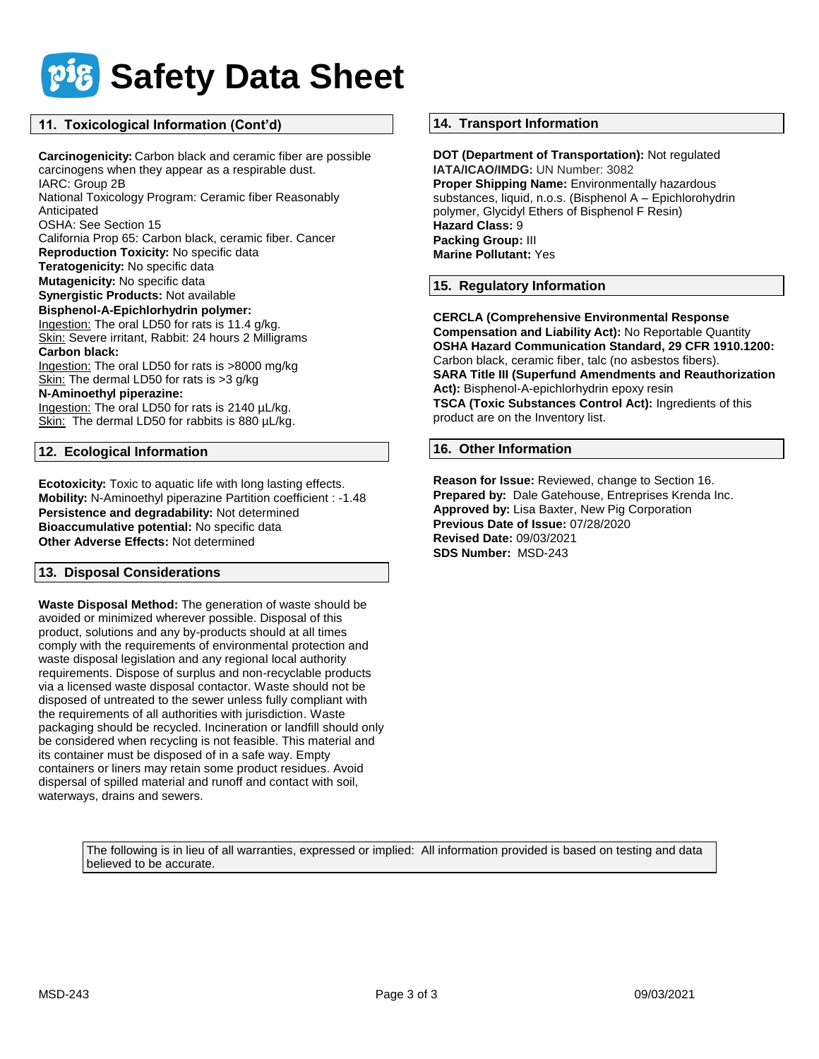# Safety Data Sheet

## 11. Toxicological Information (Cont'd)

**Carcinogenicity:** Carbon black and ceramic fiber are possible carcinogens when they appear as a respirable dust.
IARC: Group 2B
National Toxicology Program: Ceramic fiber Reasonably Anticipated
OSHA: See Section 15
California Prop 65: Carbon black, ceramic fiber. Cancer
**Reproduction Toxicity:** No specific data
**Teratogenicity:** No specific data
**Mutagenicity:** No specific data
**Synergistic Products:** Not available
**Bisphenol-A-Epichlorhydrin polymer:**
Ingestion: The oral LD50 for rats is 11.4 g/kg.
Skin: Severe irritant, Rabbit: 24 hours 2 Milligrams
**Carbon black:**
Ingestion: The oral LD50 for rats is >8000 mg/kg
Skin: The dermal LD50 for rats is >3 g/kg
**N-Aminoethyl piperazine:**
Ingestion: The oral LD50 for rats is 2140 µL/kg.
Skin: The dermal LD50 for rabbits is 880 µL/kg.

## 12. Ecological Information

**Ecotoxicity:** Toxic to aquatic life with long lasting effects.
**Mobility:** N-Aminoethyl piperazine Partition coefficient : -1.48
**Persistence and degradability:** Not determined
**Bioaccumulative potential:** No specific data
**Other Adverse Effects:** Not determined

## 13. Disposal Considerations

**Waste Disposal Method:** The generation of waste should be avoided or minimized wherever possible. Disposal of this product, solutions and any by-products should at all times comply with the requirements of environmental protection and waste disposal legislation and any regional local authority requirements. Dispose of surplus and non-recyclable products via a licensed waste disposal contactor. Waste should not be disposed of untreated to the sewer unless fully compliant with the requirements of all authorities with jurisdiction. Waste packaging should be recycled. Incineration or landfill should only be considered when recycling is not feasible. This material and its container must be disposed of in a safe way. Empty containers or liners may retain some product residues. Avoid dispersal of spilled material and runoff and contact with soil, waterways, drains and sewers.

## 14. Transport Information

**DOT (Department of Transportation):** Not regulated
**IATA/ICAO/IMDG:** UN Number: 3082
**Proper Shipping Name:** Environmentally hazardous substances, liquid, n.o.s. (Bisphenol A – Epichlorohydrin polymer, Glycidyl Ethers of Bisphenol F Resin)
**Hazard Class:** 9
**Packing Group:** III
**Marine Pollutant:** Yes

## 15. Regulatory Information

**CERCLA (Comprehensive Environmental Response Compensation and Liability Act):** No Reportable Quantity
**OSHA Hazard Communication Standard, 29 CFR 1910.1200:** Carbon black, ceramic fiber, talc (no asbestos fibers).
**SARA Title III (Superfund Amendments and Reauthorization Act):** Bisphenol-A-epichlorhydrin epoxy resin
**TSCA (Toxic Substances Control Act):** Ingredients of this product are on the Inventory list.

## 16. Other Information

**Reason for Issue:** Reviewed, change to Section 16.
**Prepared by:** Dale Gatehouse, Entreprises Krenda Inc.
**Approved by:** Lisa Baxter, New Pig Corporation
**Previous Date of Issue:** 07/28/2020
**Revised Date:** 09/03/2021
**SDS Number:** MSD-243

The following is in lieu of all warranties, expressed or implied: All information provided is based on testing and data believed to be accurate.